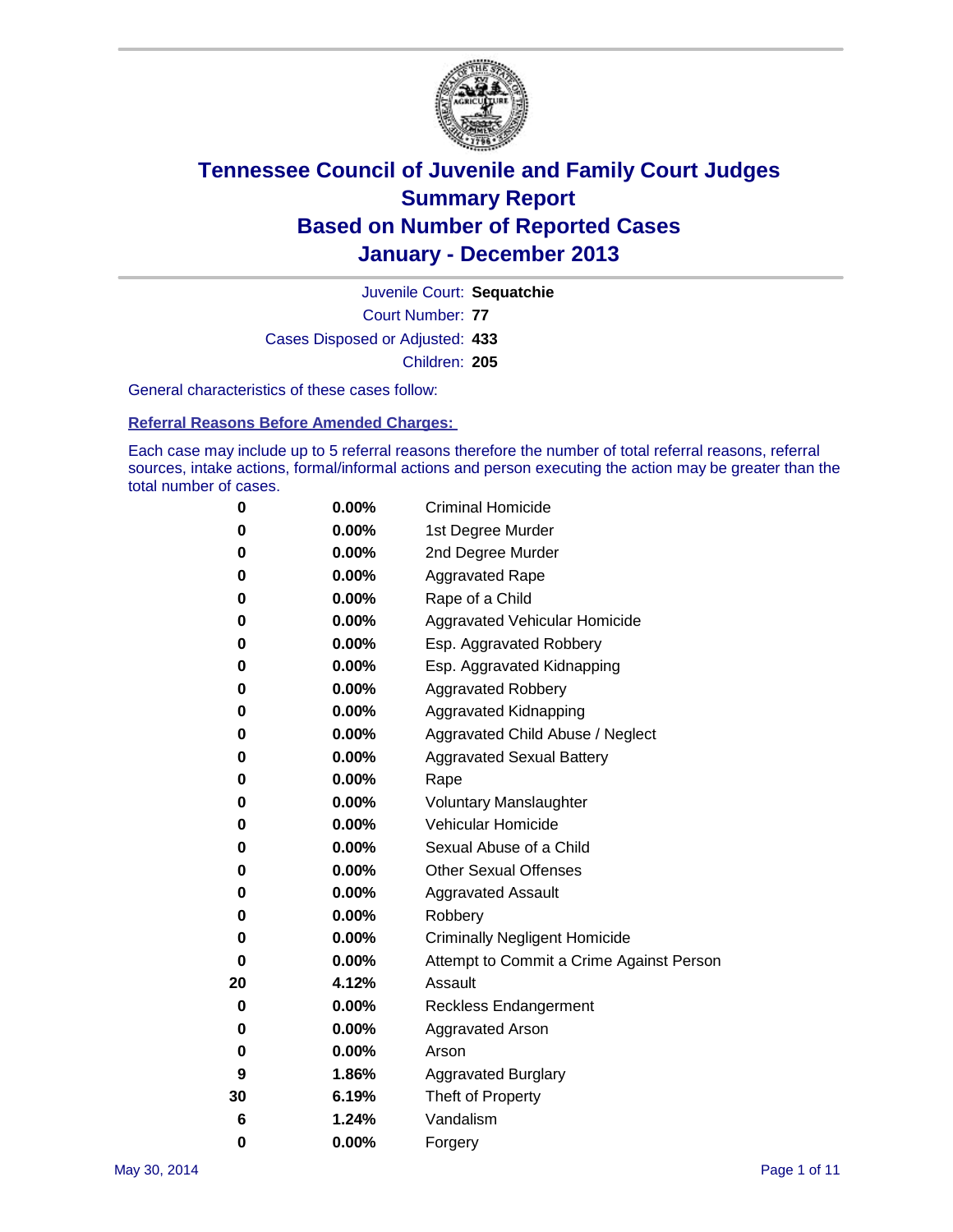# Tennessee Council of Juvenile and Family Court Judges
# Summary Report
# Based on Number of Reported Cases
# January - December 2013

Juvenile Court: **Sequatchie**

Court Number: **77**

Cases Disposed or Adjusted: **433**

Children: **205**

General characteristics of these cases follow:

**Referral Reasons Before Amended Charges:**

Each case may include up to 5 referral reasons therefore the number of total referral reasons, referral sources, intake actions, formal/informal actions and person executing the action may be greater than the total number of cases.

| | | |
|---|---|---|
| **0** | **0.00%** | Criminal Homicide |
| **0** | **0.00%** | 1st Degree Murder |
| **0** | **0.00%** | 2nd Degree Murder |
| **0** | **0.00%** | Aggravated Rape |
| **0** | **0.00%** | Rape of a Child |
| **0** | **0.00%** | Aggravated Vehicular Homicide |
| **0** | **0.00%** | Esp. Aggravated Robbery |
| **0** | **0.00%** | Esp. Aggravated Kidnapping |
| **0** | **0.00%** | Aggravated Robbery |
| **0** | **0.00%** | Aggravated Kidnapping |
| **0** | **0.00%** | Aggravated Child Abuse / Neglect |
| **0** | **0.00%** | Aggravated Sexual Battery |
| **0** | **0.00%** | Rape |
| **0** | **0.00%** | Voluntary Manslaughter |
| **0** | **0.00%** | Vehicular Homicide |
| **0** | **0.00%** | Sexual Abuse of a Child |
| **0** | **0.00%** | Other Sexual Offenses |
| **0** | **0.00%** | Aggravated Assault |
| **0** | **0.00%** | Robbery |
| **0** | **0.00%** | Criminally Negligent Homicide |
| **0** | **0.00%** | Attempt to Commit a Crime Against Person |
| **20** | **4.12%** | Assault |
| **0** | **0.00%** | Reckless Endangerment |
| **0** | **0.00%** | Aggravated Arson |
| **0** | **0.00%** | Arson |
| **9** | **1.86%** | Aggravated Burglary |
| **30** | **6.19%** | Theft of Property |
| **6** | **1.24%** | Vandalism |
| **0** | **0.00%** | Forgery |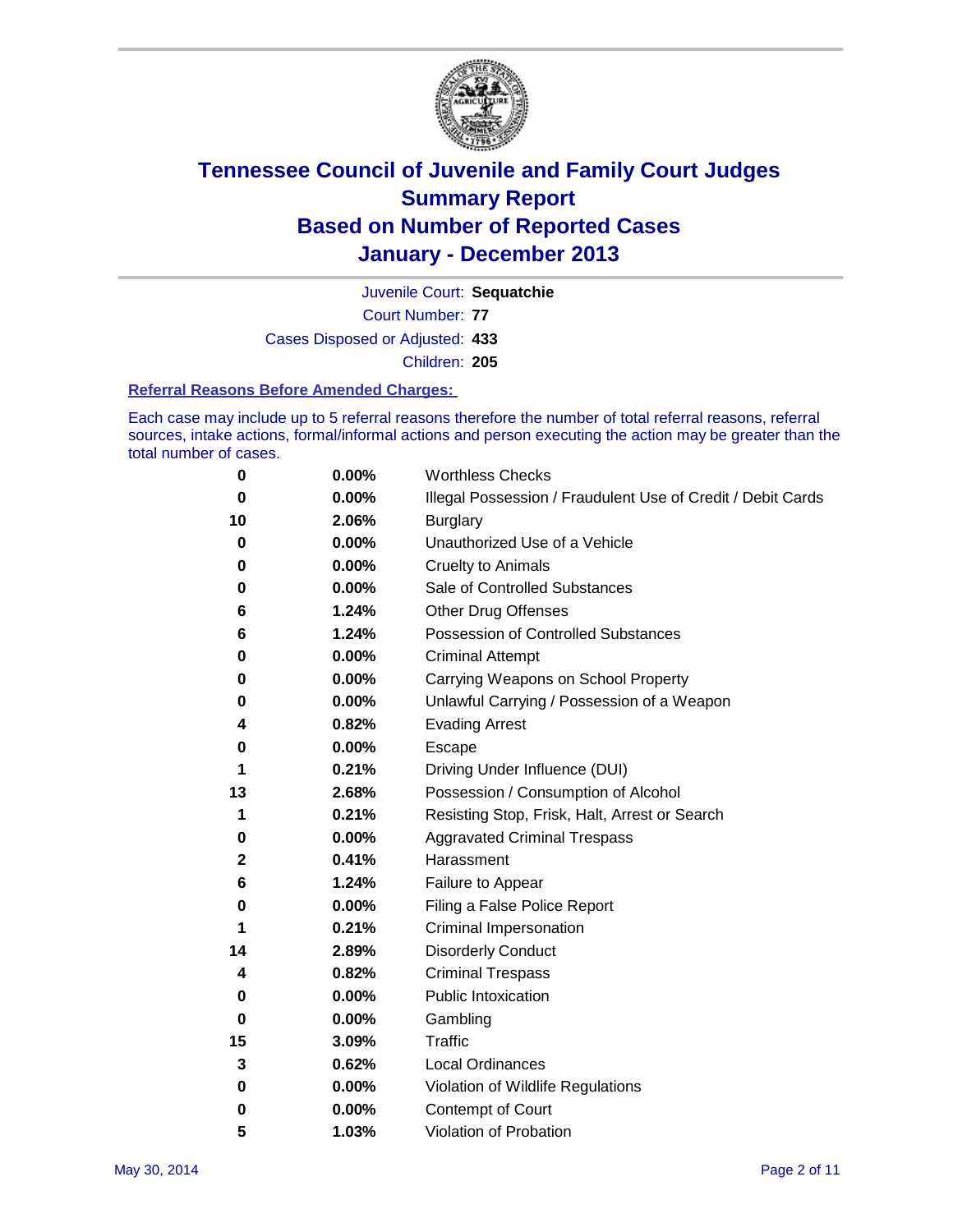# Tennessee Council of Juvenile and Family Court Judges
## Summary Report
## Based on Number of Reported Cases
## January - December 2013

Juvenile Court: **Sequatchie**

Court Number: **77**

Cases Disposed or Adjusted: **433**

Children: **205**

### Referral Reasons Before Amended Charges:

Each case may include up to 5 referral reasons therefore the number of total referral reasons, referral sources, intake actions, formal/informal actions and person executing the action may be greater than the total number of cases.

| | | |
|---|---|---|
| 0 | 0.00% | Worthless Checks |
| 0 | 0.00% | Illegal Possession / Fraudulent Use of Credit / Debit Cards |
| 10 | 2.06% | Burglary |
| 0 | 0.00% | Unauthorized Use of a Vehicle |
| 0 | 0.00% | Cruelty to Animals |
| 0 | 0.00% | Sale of Controlled Substances |
| 6 | 1.24% | Other Drug Offenses |
| 6 | 1.24% | Possession of Controlled Substances |
| 0 | 0.00% | Criminal Attempt |
| 0 | 0.00% | Carrying Weapons on School Property |
| 0 | 0.00% | Unlawful Carrying / Possession of a Weapon |
| 4 | 0.82% | Evading Arrest |
| 0 | 0.00% | Escape |
| 1 | 0.21% | Driving Under Influence (DUI) |
| 13 | 2.68% | Possession / Consumption of Alcohol |
| 1 | 0.21% | Resisting Stop, Frisk, Halt, Arrest or Search |
| 0 | 0.00% | Aggravated Criminal Trespass |
| 2 | 0.41% | Harassment |
| 6 | 1.24% | Failure to Appear |
| 0 | 0.00% | Filing a False Police Report |
| 1 | 0.21% | Criminal Impersonation |
| 14 | 2.89% | Disorderly Conduct |
| 4 | 0.82% | Criminal Trespass |
| 0 | 0.00% | Public Intoxication |
| 0 | 0.00% | Gambling |
| 15 | 3.09% | Traffic |
| 3 | 0.62% | Local Ordinances |
| 0 | 0.00% | Violation of Wildlife Regulations |
| 0 | 0.00% | Contempt of Court |
| 5 | 1.03% | Violation of Probation |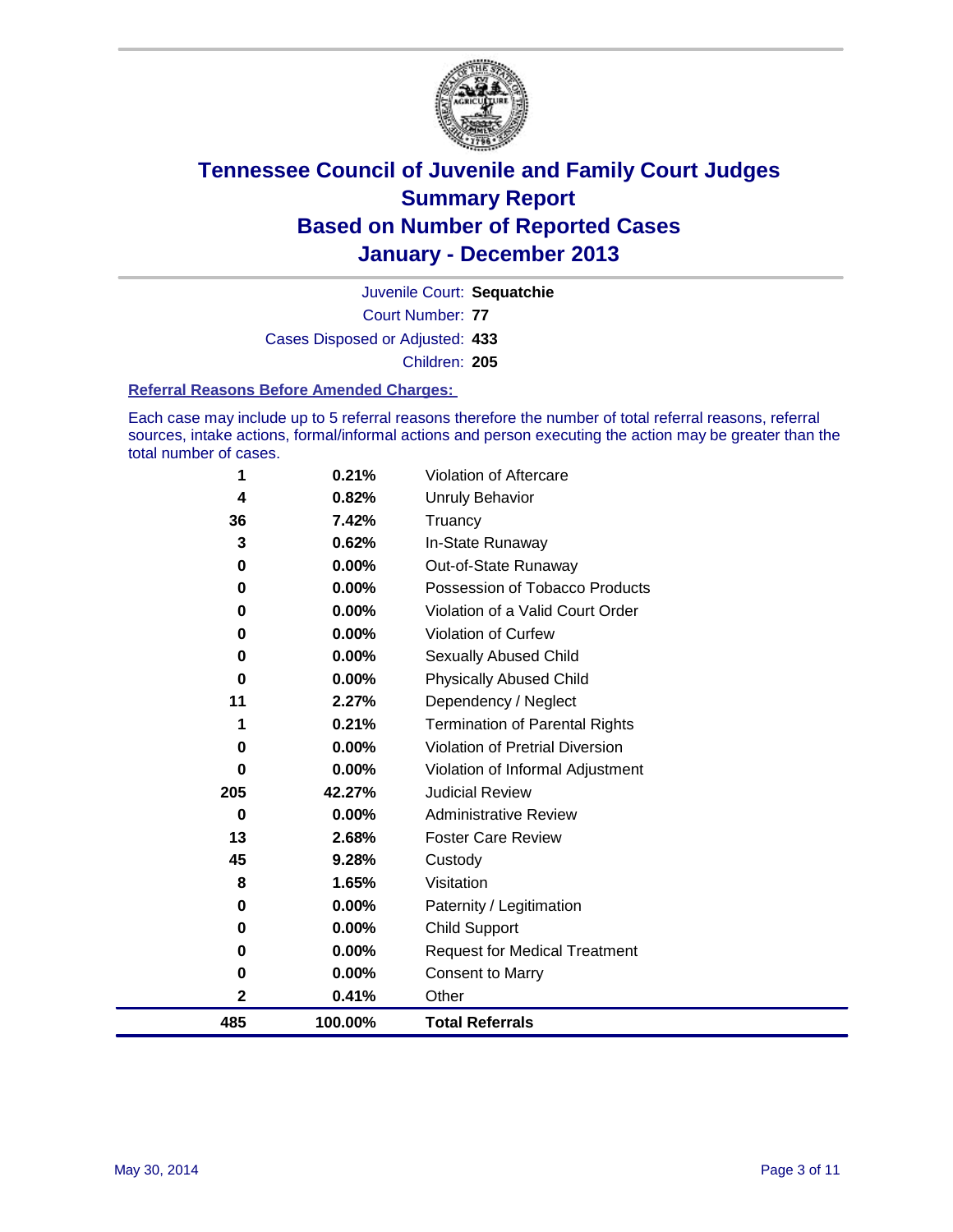# Tennessee Council of Juvenile and Family Court Judges
## Summary Report
## Based on Number of Reported Cases
## January - December 2013

Juvenile Court: **Sequatchie**

Court Number: **77**

Cases Disposed or Adjusted: **433**

Children: **205**

### Referral Reasons Before Amended Charges:

Each case may include up to 5 referral reasons therefore the number of total referral reasons, referral sources, intake actions, formal/informal actions and person executing the action may be greater than the total number of cases.

| Count | Percent | Referral Reason |
|---|---|---|
| 1 | 0.21% | Violation of Aftercare |
| 4 | 0.82% | Unruly Behavior |
| 36 | 7.42% | Truancy |
| 3 | 0.62% | In-State Runaway |
| 0 | 0.00% | Out-of-State Runaway |
| 0 | 0.00% | Possession of Tobacco Products |
| 0 | 0.00% | Violation of a Valid Court Order |
| 0 | 0.00% | Violation of Curfew |
| 0 | 0.00% | Sexually Abused Child |
| 0 | 0.00% | Physically Abused Child |
| 11 | 2.27% | Dependency / Neglect |
| 1 | 0.21% | Termination of Parental Rights |
| 0 | 0.00% | Violation of Pretrial Diversion |
| 0 | 0.00% | Violation of Informal Adjustment |
| 205 | 42.27% | Judicial Review |
| 0 | 0.00% | Administrative Review |
| 13 | 2.68% | Foster Care Review |
| 45 | 9.28% | Custody |
| 8 | 1.65% | Visitation |
| 0 | 0.00% | Paternity / Legitimation |
| 0 | 0.00% | Child Support |
| 0 | 0.00% | Request for Medical Treatment |
| 0 | 0.00% | Consent to Marry |
| 2 | 0.41% | Other |
| **485** | **100.00%** | **Total Referrals** |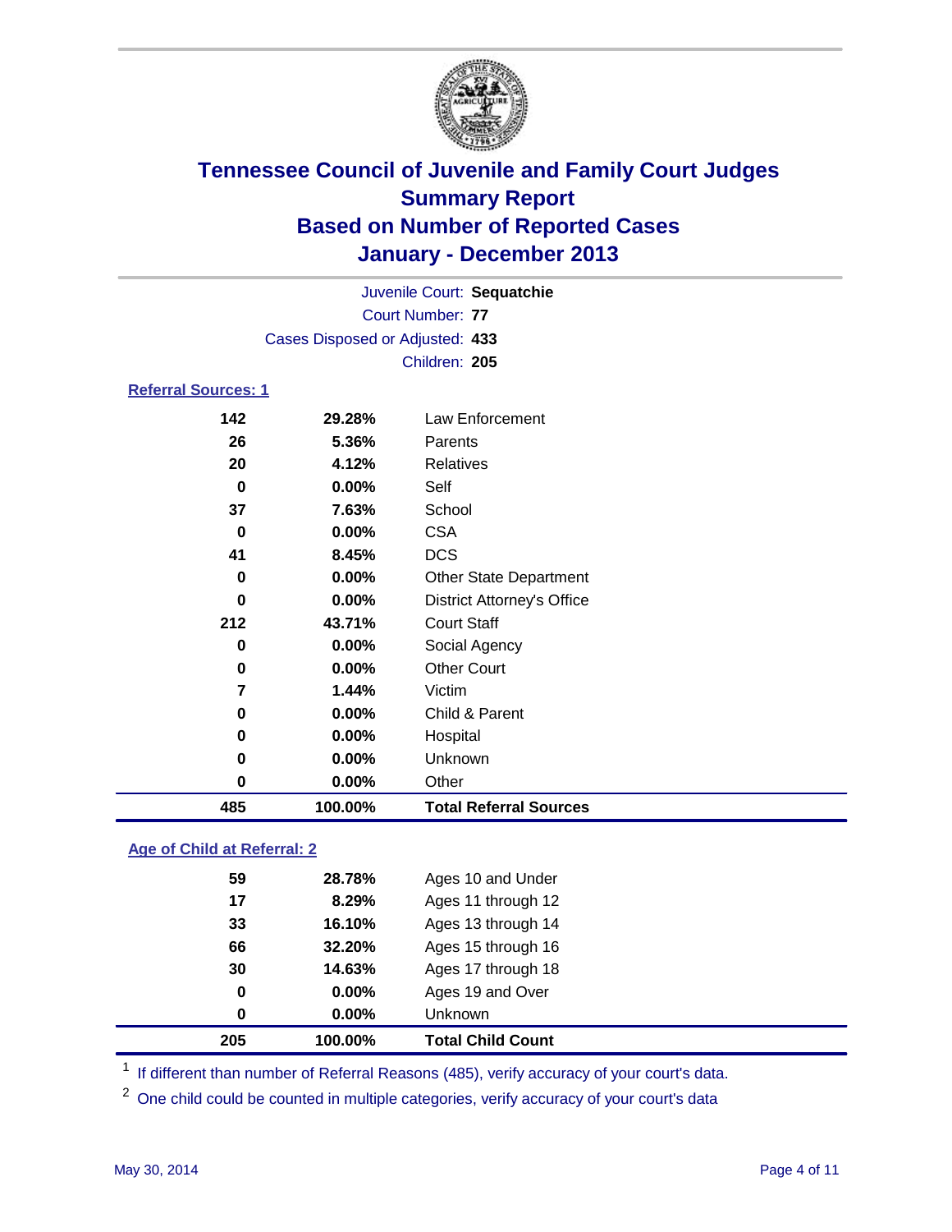# Tennessee Council of Juvenile and Family Court Judges
## Summary Report
## Based on Number of Reported Cases
## January - December 2013

Juvenile Court: **Sequatchie**
Court Number: **77**
Cases Disposed or Adjusted: **433**
Children: **205**

### Referral Sources: 1

| | | |
|---|---|---|
| 142 | 29.28% | Law Enforcement |
| 26 | 5.36% | Parents |
| 20 | 4.12% | Relatives |
| 0 | 0.00% | Self |
| 37 | 7.63% | School |
| 0 | 0.00% | CSA |
| 41 | 8.45% | DCS |
| 0 | 0.00% | Other State Department |
| 0 | 0.00% | District Attorney's Office |
| 212 | 43.71% | Court Staff |
| 0 | 0.00% | Social Agency |
| 0 | 0.00% | Other Court |
| 7 | 1.44% | Victim |
| 0 | 0.00% | Child & Parent |
| 0 | 0.00% | Hospital |
| 0 | 0.00% | Unknown |
| 0 | 0.00% | Other |
| **485** | **100.00%** | **Total Referral Sources** |

### Age of Child at Referral: 2

| | | |
|---|---|---|
| 59 | 28.78% | Ages 10 and Under |
| 17 | 8.29% | Ages 11 through 12 |
| 33 | 16.10% | Ages 13 through 14 |
| 66 | 32.20% | Ages 15 through 16 |
| 30 | 14.63% | Ages 17 through 18 |
| 0 | 0.00% | Ages 19 and Over |
| 0 | 0.00% | Unknown |
| **205** | **100.00%** | **Total Child Count** |

[1] If different than number of Referral Reasons (485), verify accuracy of your court's data.

[2] One child could be counted in multiple categories, verify accuracy of your court's data

May 30, 2014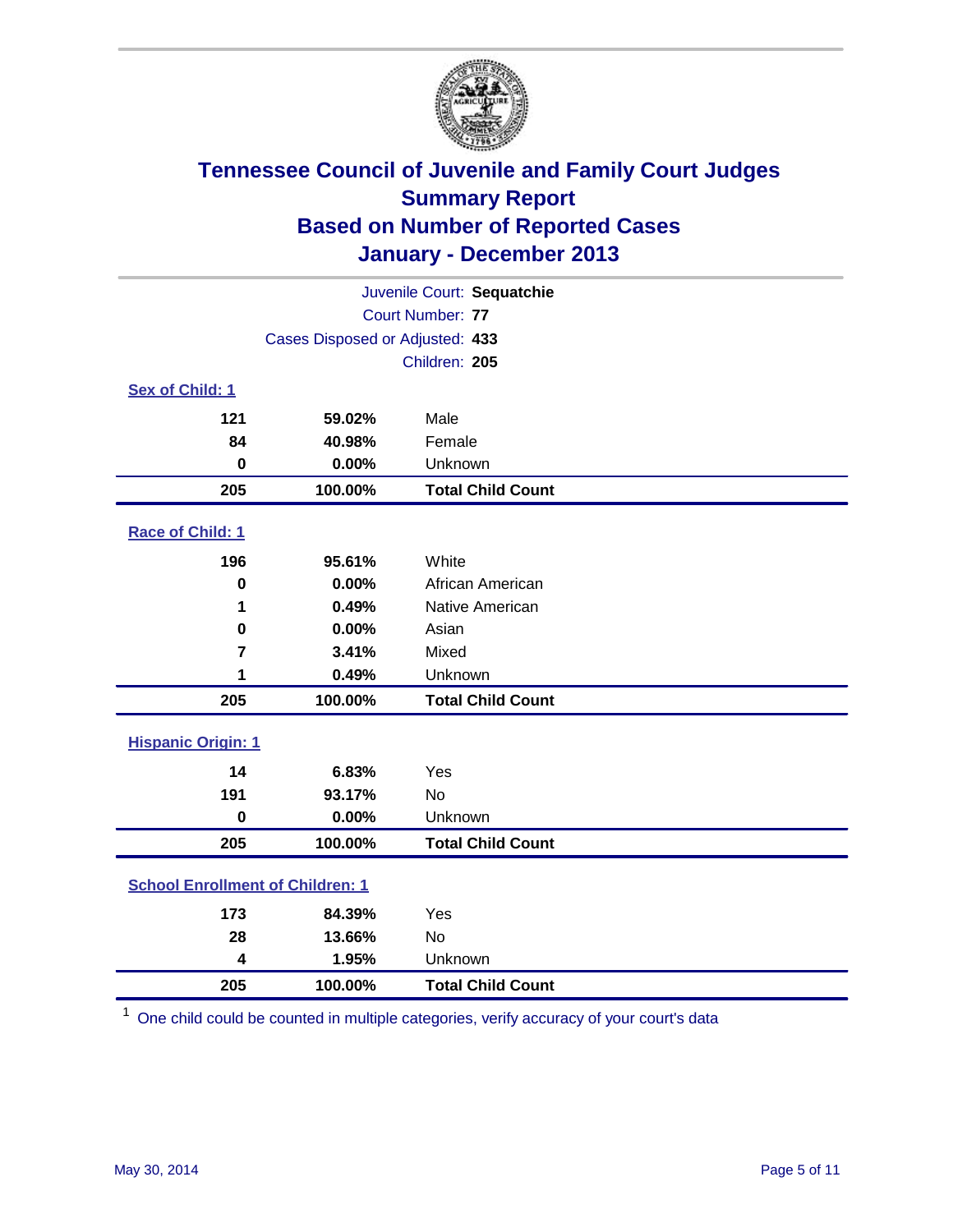# Tennessee Council of Juvenile and Family Court Judges
## Summary Report
## Based on Number of Reported Cases
## January - December 2013

Juvenile Court: **Sequatchie**
Court Number: **77**
Cases Disposed or Adjusted: **433**
Children: **205**

### Sex of Child: 1

| Count | Percent | Category |
|---|---|---|
| 121 | 59.02% | Male |
| 84 | 40.98% | Female |
| 0 | 0.00% | Unknown |
| **205** | **100.00%** | **Total Child Count** |

### Race of Child: 1

| Count | Percent | Category |
|---|---|---|
| 196 | 95.61% | White |
| 0 | 0.00% | African American |
| 1 | 0.49% | Native American |
| 0 | 0.00% | Asian |
| 7 | 3.41% | Mixed |
| 1 | 0.49% | Unknown |
| **205** | **100.00%** | **Total Child Count** |

### Hispanic Origin: 1

| Count | Percent | Category |
|---|---|---|
| 14 | 6.83% | Yes |
| 191 | 93.17% | No |
| 0 | 0.00% | Unknown |
| **205** | **100.00%** | **Total Child Count** |

### School Enrollment of Children: 1

| Count | Percent | Category |
|---|---|---|
| 173 | 84.39% | Yes |
| 28 | 13.66% | No |
| 4 | 1.95% | Unknown |
| **205** | **100.00%** | **Total Child Count** |

[1] One child could be counted in multiple categories, verify accuracy of your court's data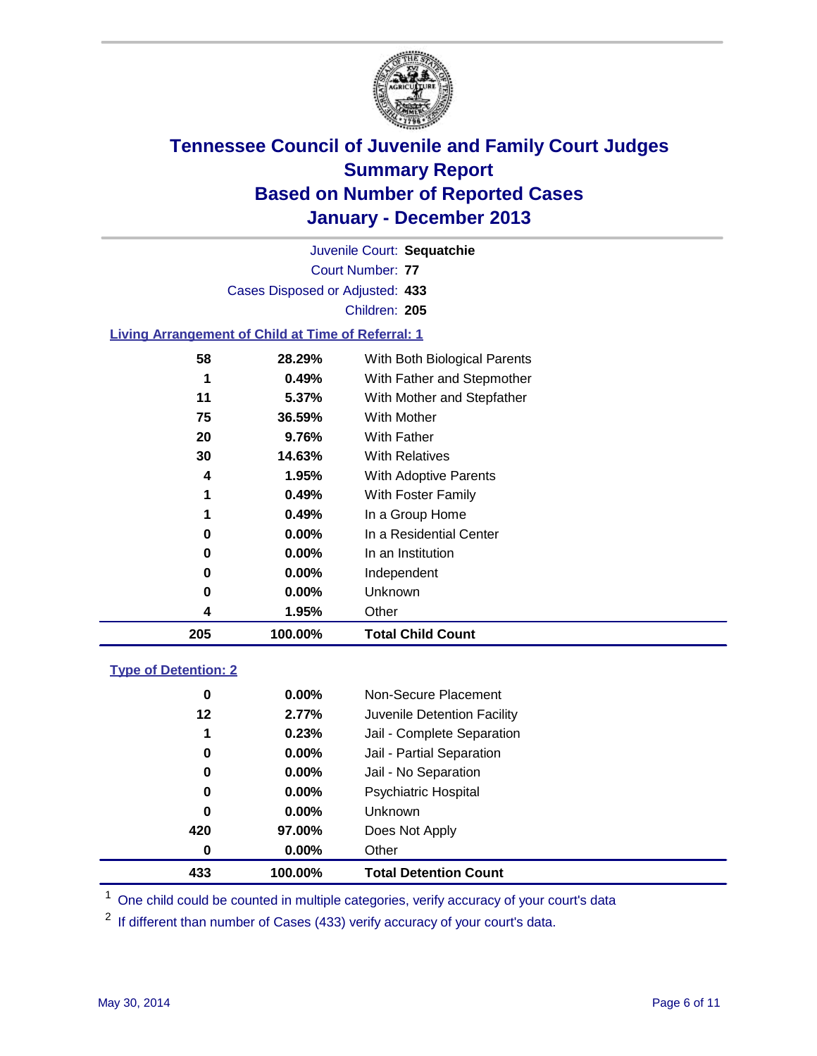# Tennessee Council of Juvenile and Family Court Judges
## Summary Report
## Based on Number of Reported Cases
## January - December 2013

Juvenile Court: **Sequatchie**
Court Number: **77**
Cases Disposed or Adjusted: **433**
Children: **205**

### Living Arrangement of Child at Time of Referral: 1

| Count | Percent | Category |
|---|---|---|
| 58 | 28.29% | With Both Biological Parents |
| 1 | 0.49% | With Father and Stepmother |
| 11 | 5.37% | With Mother and Stepfather |
| 75 | 36.59% | With Mother |
| 20 | 9.76% | With Father |
| 30 | 14.63% | With Relatives |
| 4 | 1.95% | With Adoptive Parents |
| 1 | 0.49% | With Foster Family |
| 1 | 0.49% | In a Group Home |
| 0 | 0.00% | In a Residential Center |
| 0 | 0.00% | In an Institution |
| 0 | 0.00% | Independent |
| 0 | 0.00% | Unknown |
| 4 | 1.95% | Other |
| **205** | **100.00%** | **Total Child Count** |

### Type of Detention: 2

| Count | Percent | Category |
|---|---|---|
| 0 | 0.00% | Non-Secure Placement |
| 12 | 2.77% | Juvenile Detention Facility |
| 1 | 0.23% | Jail - Complete Separation |
| 0 | 0.00% | Jail - Partial Separation |
| 0 | 0.00% | Jail - No Separation |
| 0 | 0.00% | Psychiatric Hospital |
| 0 | 0.00% | Unknown |
| 420 | 97.00% | Does Not Apply |
| 0 | 0.00% | Other |
| **433** | **100.00%** | **Total Detention Count** |

[1] One child could be counted in multiple categories, verify accuracy of your court's data

[2] If different than number of Cases (433) verify accuracy of your court's data.

May 30, 2014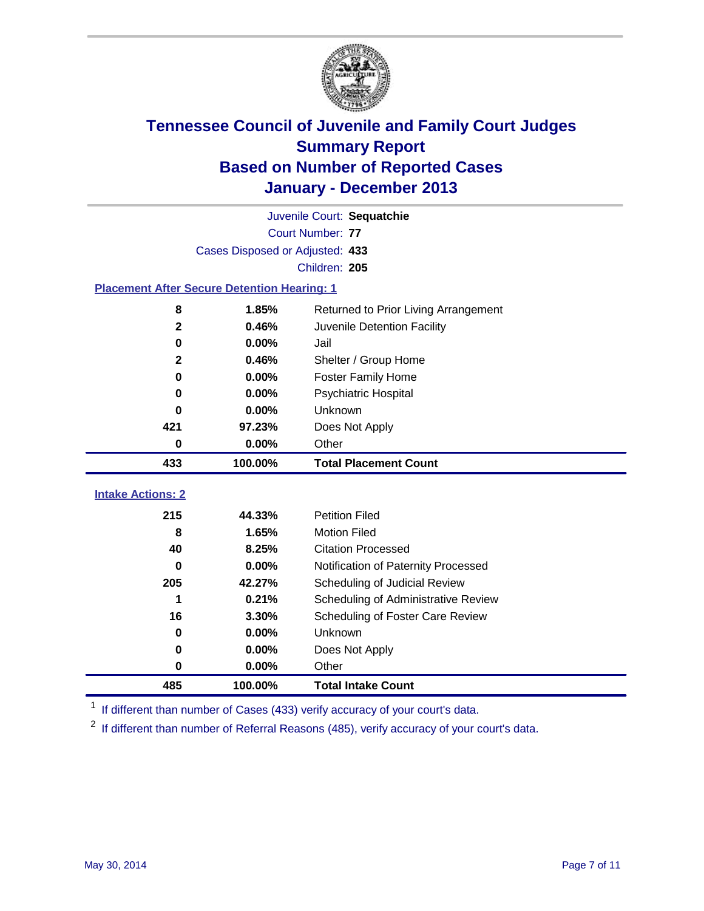# Tennessee Council of Juvenile and Family Court Judges
## Summary Report
## Based on Number of Reported Cases
## January - December 2013

Juvenile Court: **Sequatchie**

Court Number: **77**

Cases Disposed or Adjusted: **433**

Children: **205**

### Placement After Secure Detention Hearing: 1

| Count | Percent | Placement |
|---|---|---|
| 8 | 1.85% | Returned to Prior Living Arrangement |
| 2 | 0.46% | Juvenile Detention Facility |
| 0 | 0.00% | Jail |
| 2 | 0.46% | Shelter / Group Home |
| 0 | 0.00% | Foster Family Home |
| 0 | 0.00% | Psychiatric Hospital |
| 0 | 0.00% | Unknown |
| 421 | 97.23% | Does Not Apply |
| 0 | 0.00% | Other |
| **433** | **100.00%** | **Total Placement Count** |

### Intake Actions: 2

| Count | Percent | Intake Action |
|---|---|---|
| 215 | 44.33% | Petition Filed |
| 8 | 1.65% | Motion Filed |
| 40 | 8.25% | Citation Processed |
| 0 | 0.00% | Notification of Paternity Processed |
| 205 | 42.27% | Scheduling of Judicial Review |
| 1 | 0.21% | Scheduling of Administrative Review |
| 16 | 3.30% | Scheduling of Foster Care Review |
| 0 | 0.00% | Unknown |
| 0 | 0.00% | Does Not Apply |
| 0 | 0.00% | Other |
| **485** | **100.00%** | **Total Intake Count** |

[1] If different than number of Cases (433) verify accuracy of your court's data.

[2] If different than number of Referral Reasons (485), verify accuracy of your court's data.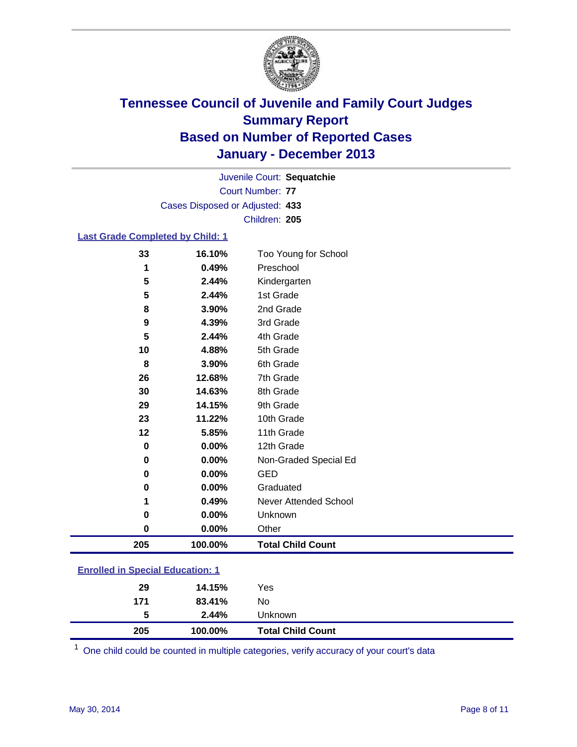# Tennessee Council of Juvenile and Family Court Judges
## Summary Report
## Based on Number of Reported Cases
## January - December 2013

Juvenile Court: **Sequatchie**
Court Number: **77**
Cases Disposed or Adjusted: **433**
Children: **205**

### Last Grade Completed by Child: 1

| Count | Percent | Category |
|---|---|---|
| 33 | 16.10% | Too Young for School |
| 1 | 0.49% | Preschool |
| 5 | 2.44% | Kindergarten |
| 5 | 2.44% | 1st Grade |
| 8 | 3.90% | 2nd Grade |
| 9 | 4.39% | 3rd Grade |
| 5 | 2.44% | 4th Grade |
| 10 | 4.88% | 5th Grade |
| 8 | 3.90% | 6th Grade |
| 26 | 12.68% | 7th Grade |
| 30 | 14.63% | 8th Grade |
| 29 | 14.15% | 9th Grade |
| 23 | 11.22% | 10th Grade |
| 12 | 5.85% | 11th Grade |
| 0 | 0.00% | 12th Grade |
| 0 | 0.00% | Non-Graded Special Ed |
| 0 | 0.00% | GED |
| 0 | 0.00% | Graduated |
| 1 | 0.49% | Never Attended School |
| 0 | 0.00% | Unknown |
| 0 | 0.00% | Other |
| **205** | **100.00%** | **Total Child Count** |

### Enrolled in Special Education: 1

| Count | Percent | Category |
|---|---|---|
| 29 | 14.15% | Yes |
| 171 | 83.41% | No |
| 5 | 2.44% | Unknown |
| **205** | **100.00%** | **Total Child Count** |

[1] One child could be counted in multiple categories, verify accuracy of your court's data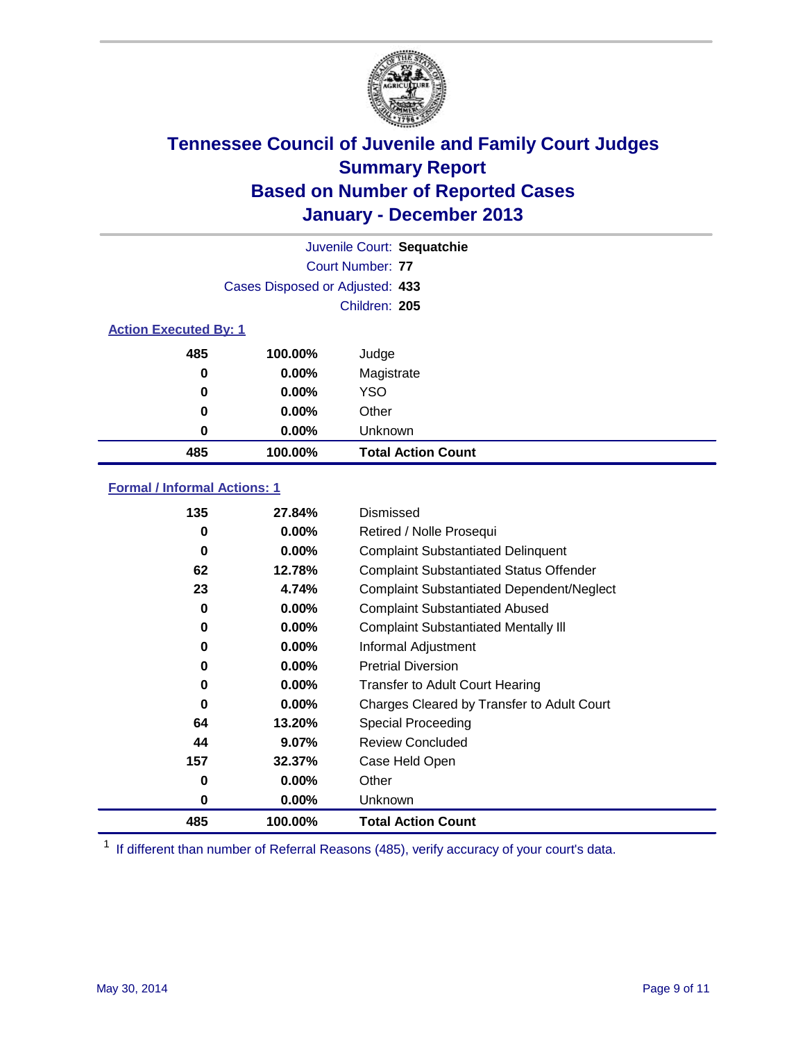# Tennessee Council of Juvenile and Family Court Judges
## Summary Report
## Based on Number of Reported Cases
## January - December 2013

Juvenile Court: **Sequatchie**

Court Number: **77**

Cases Disposed or Adjusted: **433**

Children: **205**

### Action Executed By: 1

| | | |
|---|---|---|
| 485 | 100.00% | Judge |
| 0 | 0.00% | Magistrate |
| 0 | 0.00% | YSO |
| 0 | 0.00% | Other |
| 0 | 0.00% | Unknown |
| **485** | **100.00%** | **Total Action Count** |

### Formal / Informal Actions: 1

| | | |
|---|---|---|
| 135 | 27.84% | Dismissed |
| 0 | 0.00% | Retired / Nolle Prosequi |
| 0 | 0.00% | Complaint Substantiated Delinquent |
| 62 | 12.78% | Complaint Substantiated Status Offender |
| 23 | 4.74% | Complaint Substantiated Dependent/Neglect |
| 0 | 0.00% | Complaint Substantiated Abused |
| 0 | 0.00% | Complaint Substantiated Mentally Ill |
| 0 | 0.00% | Informal Adjustment |
| 0 | 0.00% | Pretrial Diversion |
| 0 | 0.00% | Transfer to Adult Court Hearing |
| 0 | 0.00% | Charges Cleared by Transfer to Adult Court |
| 64 | 13.20% | Special Proceeding |
| 44 | 9.07% | Review Concluded |
| 157 | 32.37% | Case Held Open |
| 0 | 0.00% | Other |
| 0 | 0.00% | Unknown |
| **485** | **100.00%** | **Total Action Count** |

[1] If different than number of Referral Reasons (485), verify accuracy of your court's data.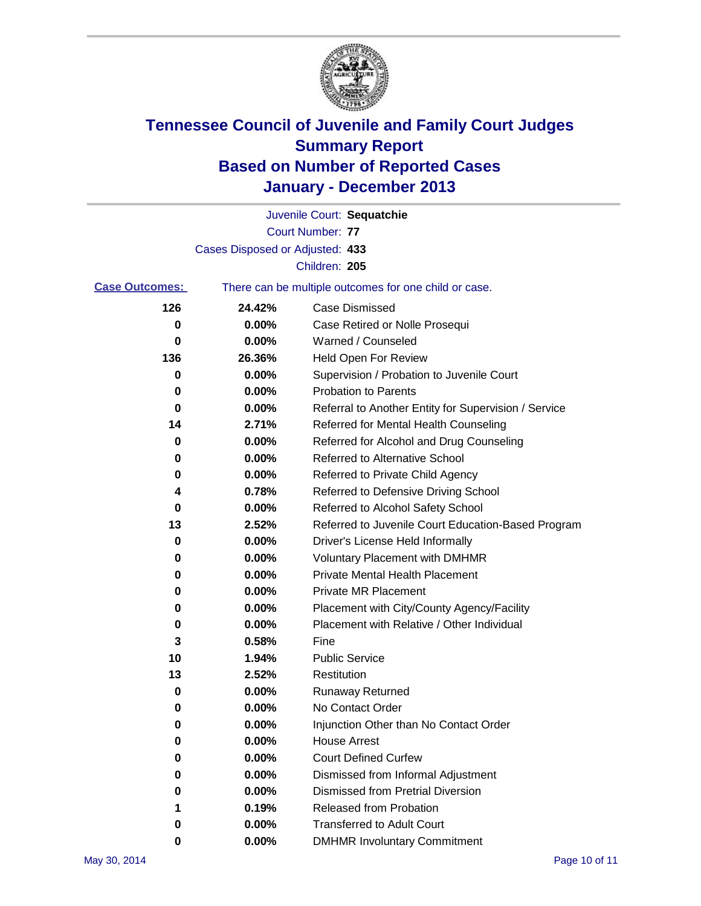# Tennessee Council of Juvenile and Family Court Judges
# Summary Report
# Based on Number of Reported Cases
# January - December 2013

Juvenile Court: **Sequatchie**

Court Number: **77**

Cases Disposed or Adjusted: **433**

Children: **205**

**Case Outcomes:** There can be multiple outcomes for one child or case.

| | | |
|---|---|---|
| 126 | 24.42% | Case Dismissed |
| 0 | 0.00% | Case Retired or Nolle Prosequi |
| 0 | 0.00% | Warned / Counseled |
| 136 | 26.36% | Held Open For Review |
| 0 | 0.00% | Supervision / Probation to Juvenile Court |
| 0 | 0.00% | Probation to Parents |
| 0 | 0.00% | Referral to Another Entity for Supervision / Service |
| 14 | 2.71% | Referred for Mental Health Counseling |
| 0 | 0.00% | Referred for Alcohol and Drug Counseling |
| 0 | 0.00% | Referred to Alternative School |
| 0 | 0.00% | Referred to Private Child Agency |
| 4 | 0.78% | Referred to Defensive Driving School |
| 0 | 0.00% | Referred to Alcohol Safety School |
| 13 | 2.52% | Referred to Juvenile Court Education-Based Program |
| 0 | 0.00% | Driver's License Held Informally |
| 0 | 0.00% | Voluntary Placement with DMHMR |
| 0 | 0.00% | Private Mental Health Placement |
| 0 | 0.00% | Private MR Placement |
| 0 | 0.00% | Placement with City/County Agency/Facility |
| 0 | 0.00% | Placement with Relative / Other Individual |
| 3 | 0.58% | Fine |
| 10 | 1.94% | Public Service |
| 13 | 2.52% | Restitution |
| 0 | 0.00% | Runaway Returned |
| 0 | 0.00% | No Contact Order |
| 0 | 0.00% | Injunction Other than No Contact Order |
| 0 | 0.00% | House Arrest |
| 0 | 0.00% | Court Defined Curfew |
| 0 | 0.00% | Dismissed from Informal Adjustment |
| 0 | 0.00% | Dismissed from Pretrial Diversion |
| 1 | 0.19% | Released from Probation |
| 0 | 0.00% | Transferred to Adult Court |
| 0 | 0.00% | DMHMR Involuntary Commitment |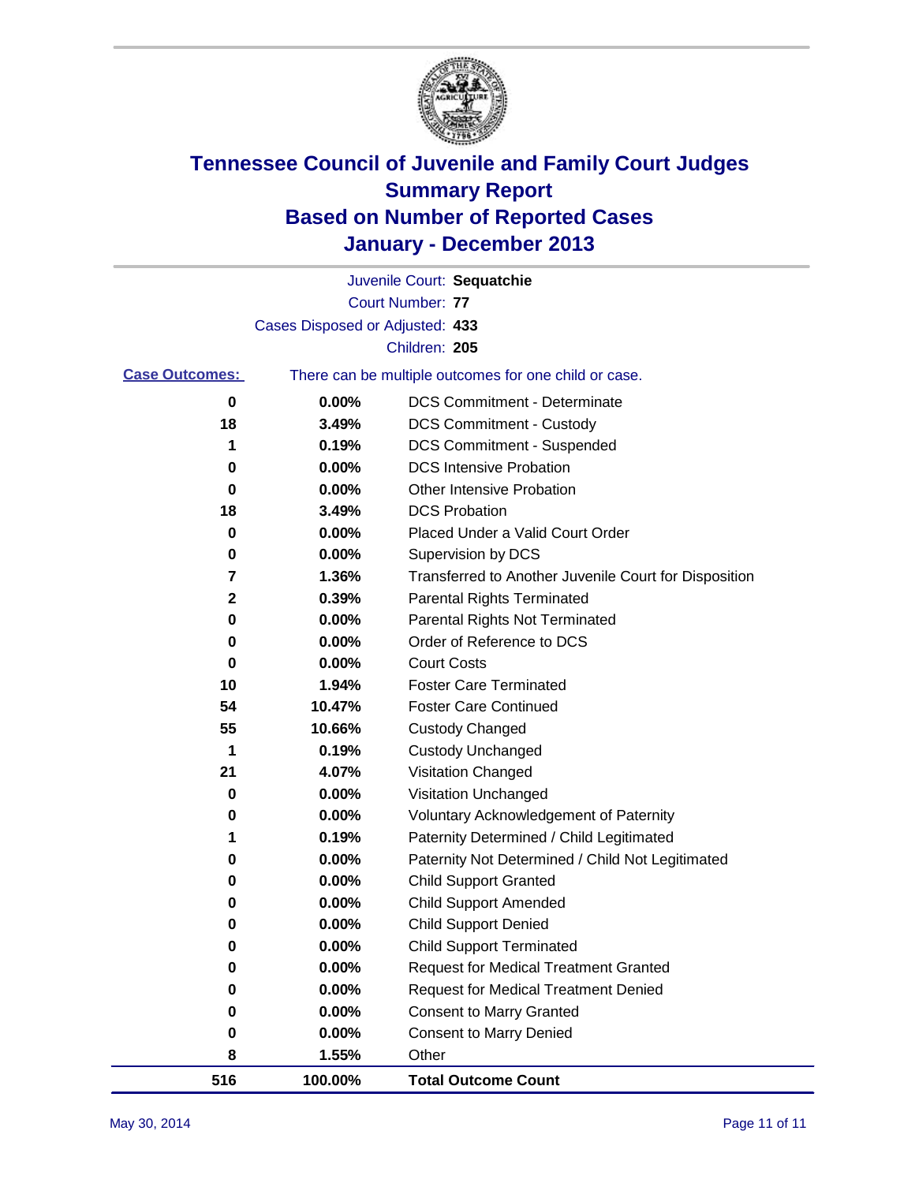# Tennessee Council of Juvenile and Family Court Judges
# Summary Report
# Based on Number of Reported Cases
# January - December 2013

Juvenile Court: **Sequatchie**

Court Number: **77**

Cases Disposed or Adjusted: **433**

Children: **205**

**Case Outcomes:** There can be multiple outcomes for one child or case.

| | | |
|---|---|---|
| 0 | 0.00% | DCS Commitment - Determinate |
| 18 | 3.49% | DCS Commitment - Custody |
| 1 | 0.19% | DCS Commitment - Suspended |
| 0 | 0.00% | DCS Intensive Probation |
| 0 | 0.00% | Other Intensive Probation |
| 18 | 3.49% | DCS Probation |
| 0 | 0.00% | Placed Under a Valid Court Order |
| 0 | 0.00% | Supervision by DCS |
| 7 | 1.36% | Transferred to Another Juvenile Court for Disposition |
| 2 | 0.39% | Parental Rights Terminated |
| 0 | 0.00% | Parental Rights Not Terminated |
| 0 | 0.00% | Order of Reference to DCS |
| 0 | 0.00% | Court Costs |
| 10 | 1.94% | Foster Care Terminated |
| 54 | 10.47% | Foster Care Continued |
| 55 | 10.66% | Custody Changed |
| 1 | 0.19% | Custody Unchanged |
| 21 | 4.07% | Visitation Changed |
| 0 | 0.00% | Visitation Unchanged |
| 0 | 0.00% | Voluntary Acknowledgement of Paternity |
| 1 | 0.19% | Paternity Determined / Child Legitimated |
| 0 | 0.00% | Paternity Not Determined / Child Not Legitimated |
| 0 | 0.00% | Child Support Granted |
| 0 | 0.00% | Child Support Amended |
| 0 | 0.00% | Child Support Denied |
| 0 | 0.00% | Child Support Terminated |
| 0 | 0.00% | Request for Medical Treatment Granted |
| 0 | 0.00% | Request for Medical Treatment Denied |
| 0 | 0.00% | Consent to Marry Granted |
| 0 | 0.00% | Consent to Marry Denied |
| 8 | 1.55% | Other |
| **516** | **100.00%** | **Total Outcome Count** |

May 30, 2014